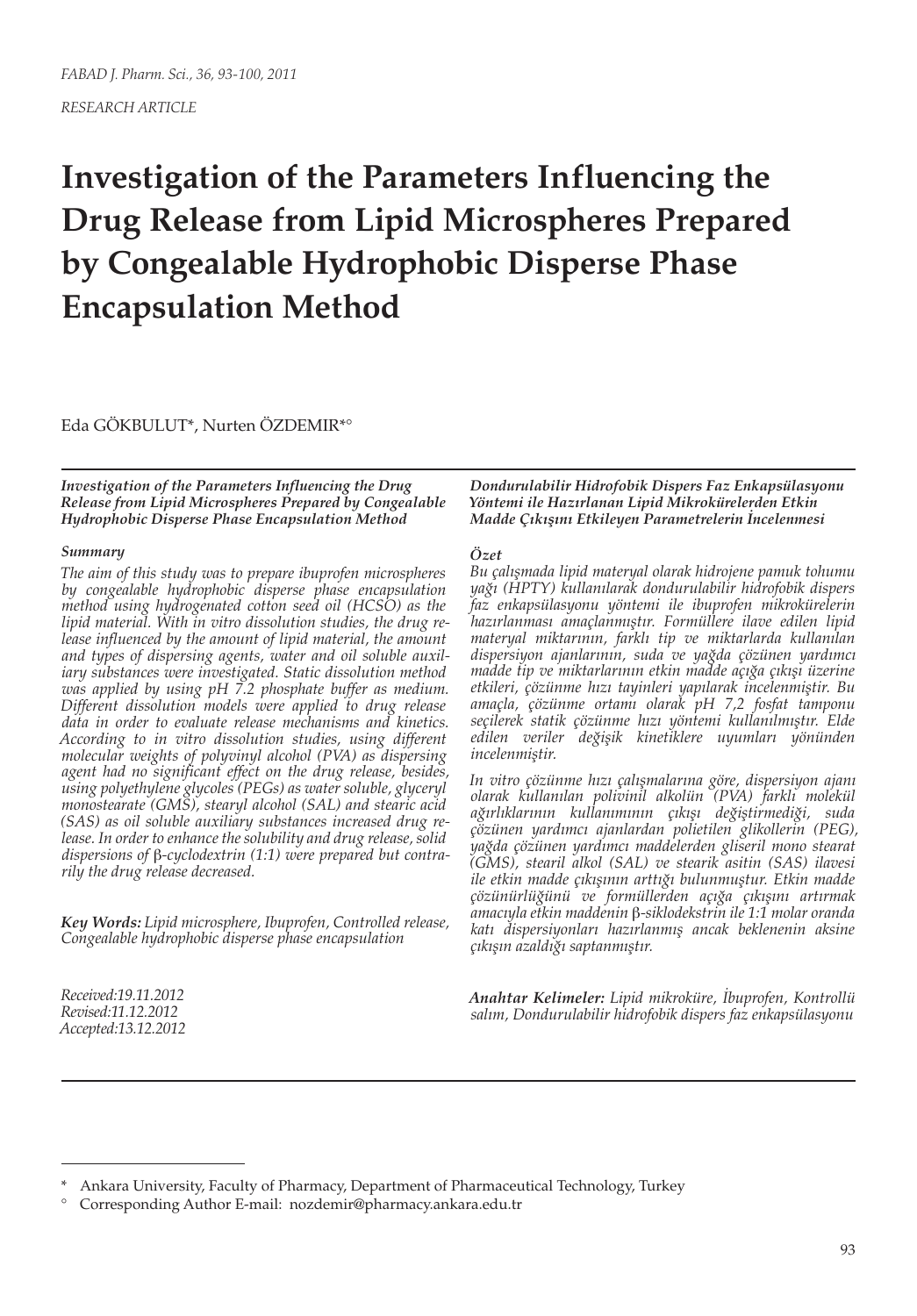*RESEARCH ARTICLE*

# Investigation of the Parameters Influencing the Drug Release from Lipid Microspheres Prepared by Congealable Hydrophobic Disperse Phase Encapsulation Method

Eda GÖKBULUT*, Nurten ÖZDEMIR*°

***Investigation of the Parameters Influencing the Drug Release from Lipid Microspheres Prepared by Congealable Hydrophobic Disperse Phase Encapsulation Method***

***Summary***

*The aim of this study was to prepare ibuprofen microspheres by congealable hydrophobic disperse phase encapsulation method using hydrogenated cotton seed oil (HCSO) as the lipid material. With in vitro dissolution studies, the drug release influenced by the amount of lipid material, the amount and types of dispersing agents, water and oil soluble auxiliary substances were investigated. Static dissolution method was applied by using pH 7.2 phosphate buffer as medium. Different dissolution models were applied to drug release data in order to evaluate release mechanisms and kinetics. According to in vitro dissolution studies, using different molecular weights of polyvinyl alcohol (PVA) as dispersing agent had no significant effect on the drug release, besides, using polyethylene glycoles (PEGs) as water soluble, glyceryl monostearate (GMS), stearyl alcohol (SAL) and stearic acid (SAS) as oil soluble auxiliary substances increased drug release. In order to enhance the solubility and drug release, solid dispersions of β-cyclodextrin (1:1) were prepared but contrarily the drug release decreased.*

***Key Words:*** *Lipid microsphere, Ibuprofen, Controlled release, Congealable hydrophobic disperse phase encapsulation*

*Received:19.11.2012*
*Revised:11.12.2012*
*Accepted:13.12.2012*

***Dondurulabilir Hidrofobik Dispers Faz Enkapsülasyonu Yöntemi ile Hazırlanan Lipid Mikrokürelerden Etkin Madde Çıkışını Etkileyen Parametrelerin İncelenmesi***

***Özet***

*Bu çalışmada lipid materyal olarak hidrojene pamuk tohumu yağı (HPTY) kullanılarak dondurulabilir hidrofobik dispers faz enkapsülasyonu yöntemi ile ibuprofen mikrokürelerin hazırlanması amaçlanmıştır. Formüllere ilave edilen lipid materyal miktarının, farklı tip ve miktarlarda kullanılan dispersiyon ajanlarının, suda ve yağda çözünen yardımcı madde tip ve miktarlarının etkin madde açığa çıkışı üzerine etkileri, çözünme hızı tayinleri yapılarak incelenmiştir. Bu amaçla, çözünme ortamı olarak pH 7,2 fosfat tamponu seçilerek statik çözünme hızı yöntemi kullanılmıştır. Elde edilen veriler değişik kinetiklere uyumları yönünden incelenmiştir.*

*In vitro çözünme hızı çalışmalarına göre, dispersiyon ajanı olarak kullanılan polivinil alkolün (PVA) farklı molekül ağırlıklarının kullanımının çıkışı değiştirmediği, suda çözünen yardımcı ajanlardan polietilen glikollerin (PEG), yağda çözünen yardımcı maddelerden gliseril mono stearat (GMS), stearil alkol (SAL) ve stearik asitin (SAS) ilavesi ile etkin madde çıkışının arttığı bulunmuştur. Etkin madde çözünürlüğünü ve formüllerden açığa çıkışını artırmak amacıyla etkin maddenin β-siklodekstrin ile 1:1 molar oranda katı dispersiyonları hazırlanmış ancak beklenenin aksine çıkışın azaldığı saptanmıştır.*

***Anahtar Kelimeler:*** *Lipid mikroküre, İbuprofen, Kontrollü salım, Dondurulabilir hidrofobik dispers faz enkapsülasyonu*

---

\* Ankara University, Faculty of Pharmacy, Department of Pharmaceutical Technology, Turkey

° Corresponding Author E-mail: nozdemir@pharmacy.ankara.edu.tr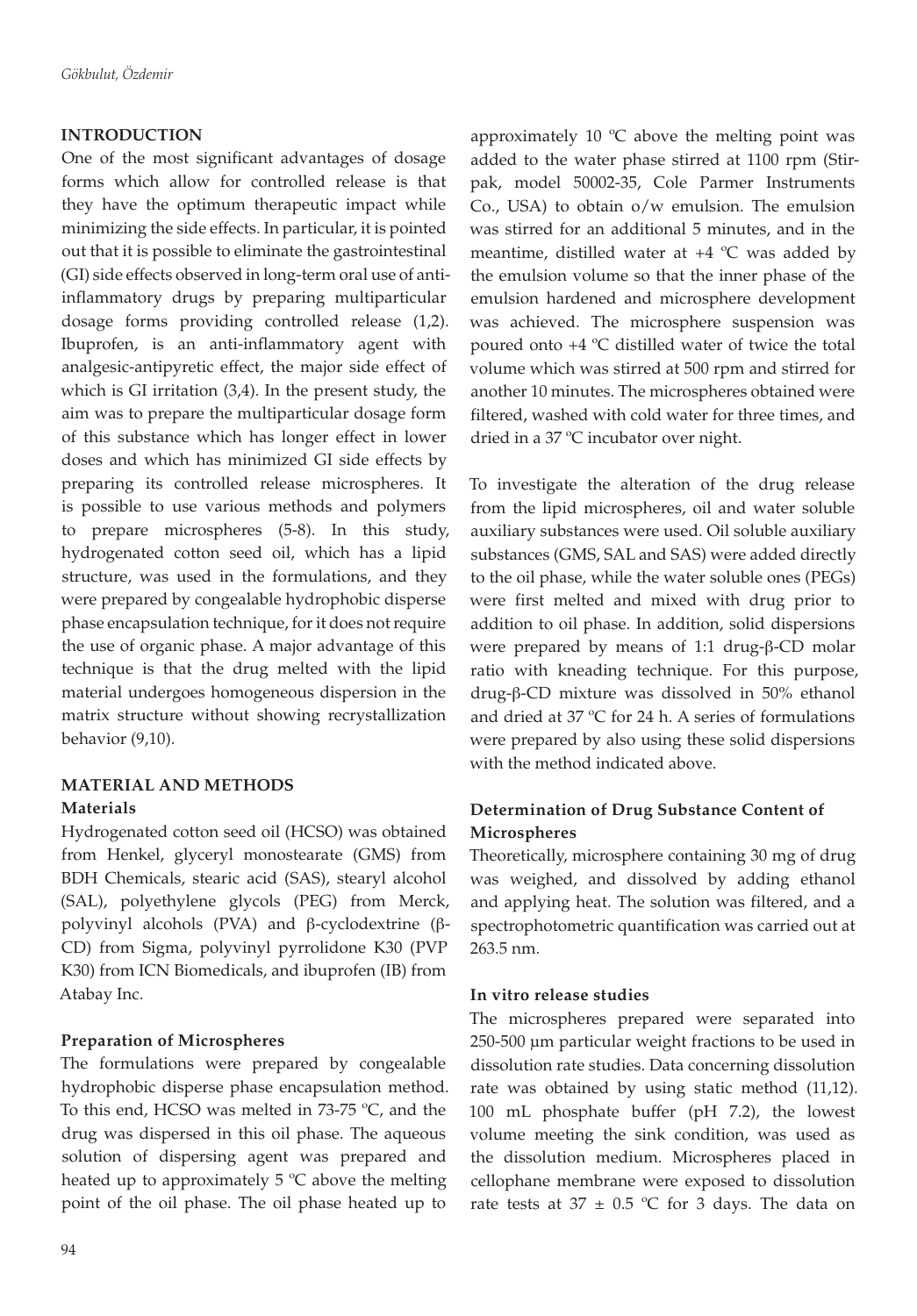## INTRODUCTION

One of the most significant advantages of dosage forms which allow for controlled release is that they have the optimum therapeutic impact while minimizing the side effects. In particular, it is pointed out that it is possible to eliminate the gastrointestinal (GI) side effects observed in long-term oral use of anti-inflammatory drugs by preparing multiparticular dosage forms providing controlled release (1,2). Ibuprofen, is an anti-inflammatory agent with analgesic-antipyretic effect, the major side effect of which is GI irritation (3,4). In the present study, the aim was to prepare the multiparticular dosage form of this substance which has longer effect in lower doses and which has minimized GI side effects by preparing its controlled release microspheres. It is possible to use various methods and polymers to prepare microspheres (5-8). In this study, hydrogenated cotton seed oil, which has a lipid structure, was used in the formulations, and they were prepared by congealable hydrophobic disperse phase encapsulation technique, for it does not require the use of organic phase. A major advantage of this technique is that the drug melted with the lipid material undergoes homogeneous dispersion in the matrix structure without showing recrystallization behavior (9,10).

## MATERIAL AND METHODS

### Materials

Hydrogenated cotton seed oil (HCSO) was obtained from Henkel, glyceryl monostearate (GMS) from BDH Chemicals, stearic acid (SAS), stearyl alcohol (SAL), polyethylene glycols (PEG) from Merck, polyvinyl alcohols (PVA) and β-cyclodextrine (β-CD) from Sigma, polyvinyl pyrrolidone K30 (PVP K30) from ICN Biomedicals, and ibuprofen (IB) from Atabay Inc.

### Preparation of Microspheres

The formulations were prepared by congealable hydrophobic disperse phase encapsulation method. To this end, HCSO was melted in 73-75 ºC, and the drug was dispersed in this oil phase. The aqueous solution of dispersing agent was prepared and heated up to approximately 5 ºC above the melting point of the oil phase. The oil phase heated up to approximately 10 ºC above the melting point was added to the water phase stirred at 1100 rpm (Stir-pak, model 50002-35, Cole Parmer Instruments Co., USA) to obtain o/w emulsion. The emulsion was stirred for an additional 5 minutes, and in the meantime, distilled water at +4 ºC was added by the emulsion volume so that the inner phase of the emulsion hardened and microsphere development was achieved. The microsphere suspension was poured onto +4 ºC distilled water of twice the total volume which was stirred at 500 rpm and stirred for another 10 minutes. The microspheres obtained were filtered, washed with cold water for three times, and dried in a 37 ºC incubator over night.

To investigate the alteration of the drug release from the lipid microspheres, oil and water soluble auxiliary substances were used. Oil soluble auxiliary substances (GMS, SAL and SAS) were added directly to the oil phase, while the water soluble ones (PEGs) were first melted and mixed with drug prior to addition to oil phase. In addition, solid dispersions were prepared by means of 1:1 drug-β-CD molar ratio with kneading technique. For this purpose, drug-β-CD mixture was dissolved in 50% ethanol and dried at 37 ºC for 24 h. A series of formulations were prepared by also using these solid dispersions with the method indicated above.

### Determination of Drug Substance Content of Microspheres

Theoretically, microsphere containing 30 mg of drug was weighed, and dissolved by adding ethanol and applying heat. The solution was filtered, and a spectrophotometric quantification was carried out at 263.5 nm.

### In vitro release studies

The microspheres prepared were separated into 250-500 µm particular weight fractions to be used in dissolution rate studies. Data concerning dissolution rate was obtained by using static method (11,12). 100 mL phosphate buffer (pH 7.2), the lowest volume meeting the sink condition, was used as the dissolution medium. Microspheres placed in cellophane membrane were exposed to dissolution rate tests at 37 ± 0.5 ºC for 3 days. The data on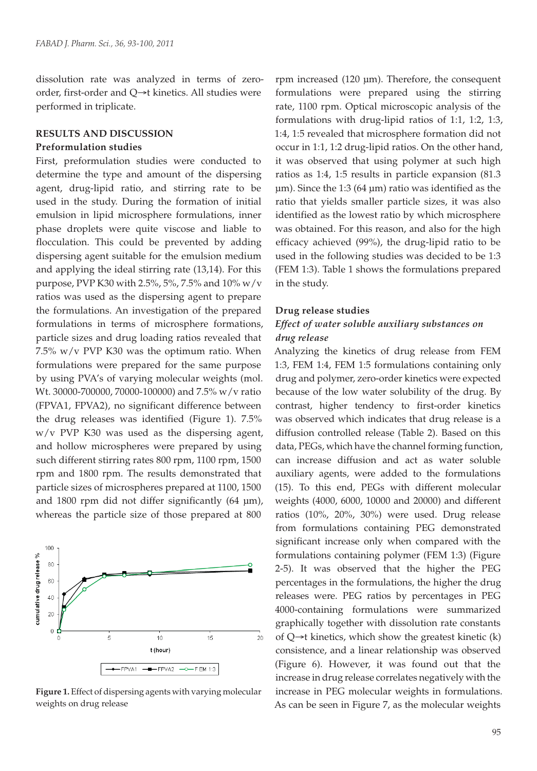dissolution rate was analyzed in terms of zero-order, first-order and Q→t kinetics. All studies were performed in triplicate.

## RESULTS AND DISCUSSION

### Preformulation studies

First, preformulation studies were conducted to determine the type and amount of the dispersing agent, drug-lipid ratio, and stirring rate to be used in the study. During the formation of initial emulsion in lipid microsphere formulations, inner phase droplets were quite viscose and liable to flocculation. This could be prevented by adding dispersing agent suitable for the emulsion medium and applying the ideal stirring rate (13,14). For this purpose, PVP K30 with 2.5%, 5%, 7.5% and 10% w/v ratios was used as the dispersing agent to prepare the formulations. An investigation of the prepared formulations in terms of microsphere formations, particle sizes and drug loading ratios revealed that 7.5% w/v PVP K30 was the optimum ratio. When formulations were prepared for the same purpose by using PVA's of varying molecular weights (mol. Wt. 30000-700000, 70000-100000) and 7.5% w/v ratio (FPVA1, FPVA2), no significant difference between the drug releases was identified (Figure 1). 7.5% w/v PVP K30 was used as the dispersing agent, and hollow microspheres were prepared by using such different stirring rates 800 rpm, 1100 rpm, 1500 rpm and 1800 rpm. The results demonstrated that particle sizes of microspheres prepared at 1100, 1500 and 1800 rpm did not differ significantly (64 µm), whereas the particle size of those prepared at 800 rpm increased (120 µm). Therefore, the consequent formulations were prepared using the stirring rate, 1100 rpm. Optical microscopic analysis of the formulations with drug-lipid ratios of 1:1, 1:2, 1:3, 1:4, 1:5 revealed that microsphere formation did not occur in 1:1, 1:2 drug-lipid ratios. On the other hand, it was observed that using polymer at such high ratios as 1:4, 1:5 results in particle expansion (81.3 µm). Since the 1:3 (64 µm) ratio was identified as the ratio that yields smaller particle sizes, it was also identified as the lowest ratio by which microsphere was obtained. For this reason, and also for the high efficacy achieved (99%), the drug-lipid ratio to be used in the following studies was decided to be 1:3 (FEM 1:3). Table 1 shows the formulations prepared in the study.

**Figure 1.** Effect of dispersing agents with varying molecular weights on drug release

### Drug release studies

#### *Effect of water soluble auxiliary substances on drug release*

Analyzing the kinetics of drug release from FEM 1:3, FEM 1:4, FEM 1:5 formulations containing only drug and polymer, zero-order kinetics were expected because of the low water solubility of the drug. By contrast, higher tendency to first-order kinetics was observed which indicates that drug release is a diffusion controlled release (Table 2). Based on this data, PEGs, which have the channel forming function, can increase diffusion and act as water soluble auxiliary agents, were added to the formulations (15). To this end, PEGs with different molecular weights (4000, 6000, 10000 and 20000) and different ratios (10%, 20%, 30%) were used. Drug release from formulations containing PEG demonstrated significant increase only when compared with the formulations containing polymer (FEM 1:3) (Figure 2-5). It was observed that the higher the PEG percentages in the formulations, the higher the drug releases were. PEG ratios by percentages in PEG 4000-containing formulations were summarized graphically together with dissolution rate constants of Q→t kinetics, which show the greatest kinetic (k) consistence, and a linear relationship was observed (Figure 6). However, it was found out that the increase in drug release correlates negatively with the increase in PEG molecular weights in formulations. As can be seen in Figure 7, as the molecular weights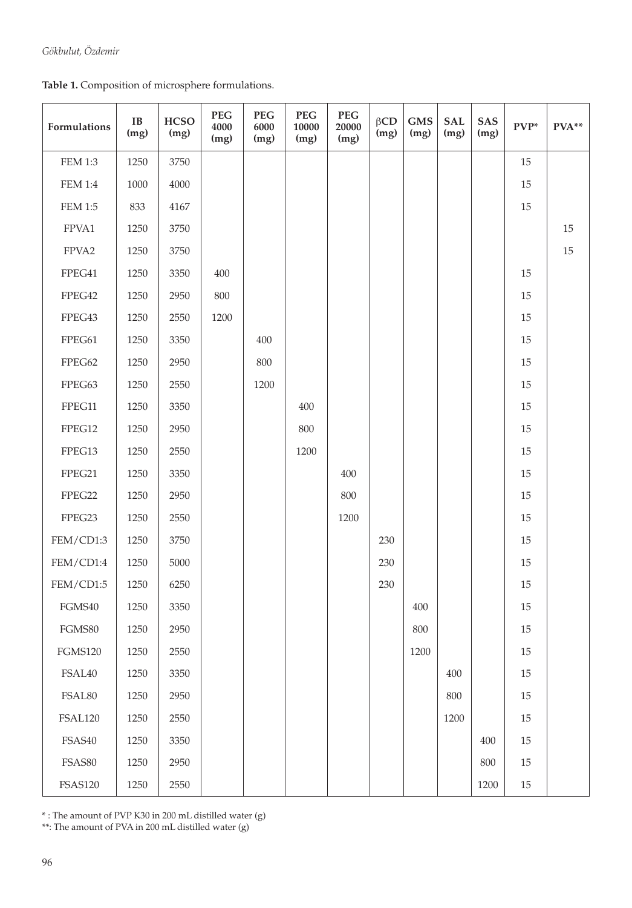**Table 1.** Composition of microsphere formulations.

| Formulations | IB (mg) | HCSO (mg) | PEG 4000 (mg) | PEG 6000 (mg) | PEG 10000 (mg) | PEG 20000 (mg) | βCD (mg) | GMS (mg) | SAL (mg) | SAS (mg) | PVP* | PVA** |
|---|---|---|---|---|---|---|---|---|---|---|---|---|
| FEM 1:3 | 1250 | 3750 | | | | | | | | | 15 | |
| FEM 1:4 | 1000 | 4000 | | | | | | | | | 15 | |
| FEM 1:5 | 833 | 4167 | | | | | | | | | 15 | |
| FPVA1 | 1250 | 3750 | | | | | | | | | | 15 |
| FPVA2 | 1250 | 3750 | | | | | | | | | | 15 |
| FPEG41 | 1250 | 3350 | 400 | | | | | | | | 15 | |
| FPEG42 | 1250 | 2950 | 800 | | | | | | | | 15 | |
| FPEG43 | 1250 | 2550 | 1200 | | | | | | | | 15 | |
| FPEG61 | 1250 | 3350 | | 400 | | | | | | | 15 | |
| FPEG62 | 1250 | 2950 | | 800 | | | | | | | 15 | |
| FPEG63 | 1250 | 2550 | | 1200 | | | | | | | 15 | |
| FPEG11 | 1250 | 3350 | | | 400 | | | | | | 15 | |
| FPEG12 | 1250 | 2950 | | | 800 | | | | | | 15 | |
| FPEG13 | 1250 | 2550 | | | 1200 | | | | | | 15 | |
| FPEG21 | 1250 | 3350 | | | | 400 | | | | | 15 | |
| FPEG22 | 1250 | 2950 | | | | 800 | | | | | 15 | |
| FPEG23 | 1250 | 2550 | | | | 1200 | | | | | 15 | |
| FEM/CD1:3 | 1250 | 3750 | | | | | 230 | | | | 15 | |
| FEM/CD1:4 | 1250 | 5000 | | | | | 230 | | | | 15 | |
| FEM/CD1:5 | 1250 | 6250 | | | | | 230 | | | | 15 | |
| FGMS40 | 1250 | 3350 | | | | | | 400 | | | 15 | |
| FGMS80 | 1250 | 2950 | | | | | | 800 | | | 15 | |
| FGMS120 | 1250 | 2550 | | | | | | 1200 | | | 15 | |
| FSAL40 | 1250 | 3350 | | | | | | | 400 | | 15 | |
| FSAL80 | 1250 | 2950 | | | | | | | 800 | | 15 | |
| FSAL120 | 1250 | 2550 | | | | | | | 1200 | | 15 | |
| FSAS40 | 1250 | 3350 | | | | | | | | 400 | 15 | |
| FSAS80 | 1250 | 2950 | | | | | | | | 800 | 15 | |
| FSAS120 | 1250 | 2550 | | | | | | | | 1200 | 15 | |

* : The amount of PVP K30 in 200 mL distilled water (g)

**: The amount of PVA in 200 mL distilled water (g)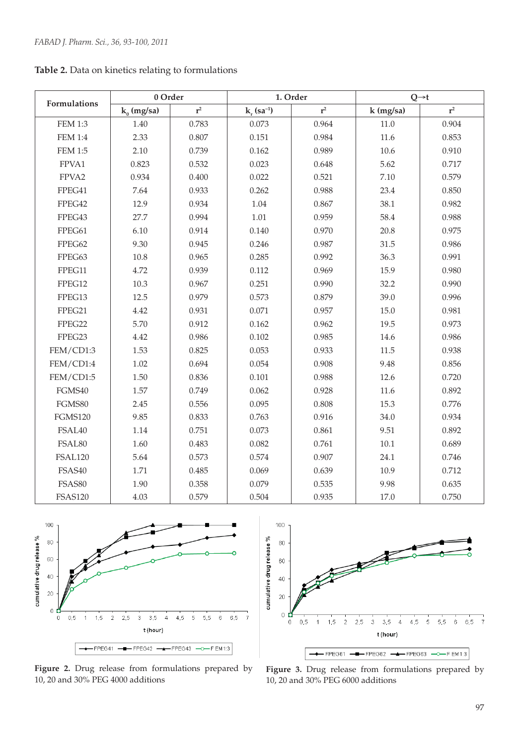**Table 2.** Data on kinetics relating to formulations

| Formulations | 0 Order | | 1. Order | | Q→t | |
|---|---|---|---|---|---|---|
| | $k_0$ (mg/sa) | $r^2$ | $k_r$ ($sa^{-1}$) | $r^2$ | k (mg/sa) | $r^2$ |
| FEM 1:3 | 1.40 | 0.783 | 0.073 | 0.964 | 11.0 | 0.904 |
| FEM 1:4 | 2.33 | 0.807 | 0.151 | 0.984 | 11.6 | 0.853 |
| FEM 1:5 | 2.10 | 0.739 | 0.162 | 0.989 | 10.6 | 0.910 |
| FPVA1 | 0.823 | 0.532 | 0.023 | 0.648 | 5.62 | 0.717 |
| FPVA2 | 0.934 | 0.400 | 0.022 | 0.521 | 7.10 | 0.579 |
| FPEG41 | 7.64 | 0.933 | 0.262 | 0.988 | 23.4 | 0.850 |
| FPEG42 | 12.9 | 0.934 | 1.04 | 0.867 | 38.1 | 0.982 |
| FPEG43 | 27.7 | 0.994 | 1.01 | 0.959 | 58.4 | 0.988 |
| FPEG61 | 6.10 | 0.914 | 0.140 | 0.970 | 20.8 | 0.975 |
| FPEG62 | 9.30 | 0.945 | 0.246 | 0.987 | 31.5 | 0.986 |
| FPEG63 | 10.8 | 0.965 | 0.285 | 0.992 | 36.3 | 0.991 |
| FPEG11 | 4.72 | 0.939 | 0.112 | 0.969 | 15.9 | 0.980 |
| FPEG12 | 10.3 | 0.967 | 0.251 | 0.990 | 32.2 | 0.990 |
| FPEG13 | 12.5 | 0.979 | 0.573 | 0.879 | 39.0 | 0.996 |
| FPEG21 | 4.42 | 0.931 | 0.071 | 0.957 | 15.0 | 0.981 |
| FPEG22 | 5.70 | 0.912 | 0.162 | 0.962 | 19.5 | 0.973 |
| FPEG23 | 4.42 | 0.986 | 0.102 | 0.985 | 14.6 | 0.986 |
| FEM/CD1:3 | 1.53 | 0.825 | 0.053 | 0.933 | 11.5 | 0.938 |
| FEM/CD1:4 | 1.02 | 0.694 | 0.054 | 0.908 | 9.48 | 0.856 |
| FEM/CD1:5 | 1.50 | 0.836 | 0.101 | 0.988 | 12.6 | 0.720 |
| FGMS40 | 1.57 | 0.749 | 0.062 | 0.928 | 11.6 | 0.892 |
| FGMS80 | 2.45 | 0.556 | 0.095 | 0.808 | 15.3 | 0.776 |
| FGMS120 | 9.85 | 0.833 | 0.763 | 0.916 | 34.0 | 0.934 |
| FSAL40 | 1.14 | 0.751 | 0.073 | 0.861 | 9.51 | 0.892 |
| FSAL80 | 1.60 | 0.483 | 0.082 | 0.761 | 10.1 | 0.689 |
| FSAL120 | 5.64 | 0.573 | 0.574 | 0.907 | 24.1 | 0.746 |
| FSAS40 | 1.71 | 0.485 | 0.069 | 0.639 | 10.9 | 0.712 |
| FSAS80 | 1.90 | 0.358 | 0.079 | 0.535 | 9.98 | 0.635 |
| FSAS120 | 4.03 | 0.579 | 0.504 | 0.935 | 17.0 | 0.750 |

**Figure 2.** Drug release from formulations prepared by 10, 20 and 30% PEG 4000 additions

**Figure 3.** Drug release from formulations prepared by 10, 20 and 30% PEG 6000 additions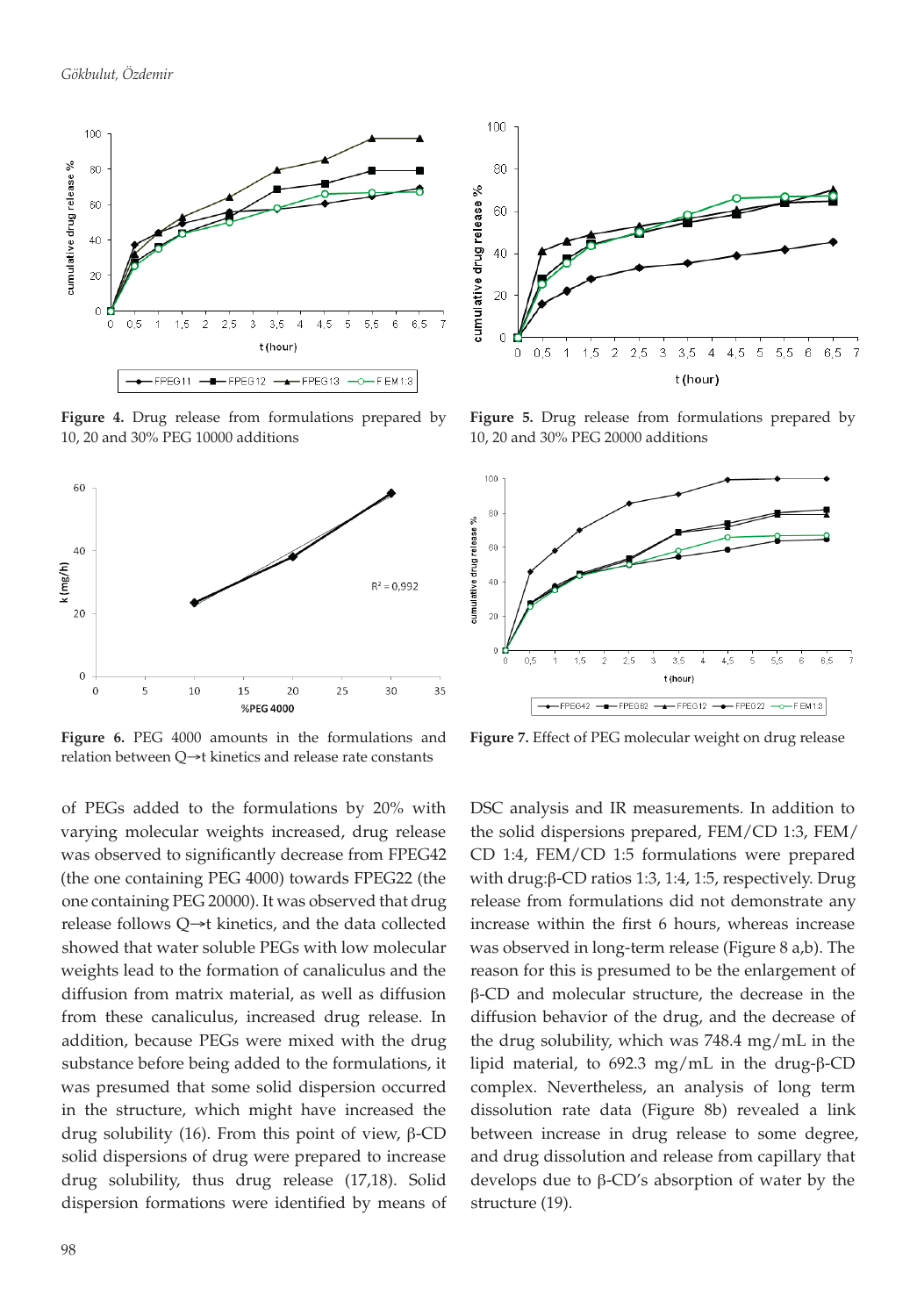Figure 4. Drug release from formulations prepared by 10, 20 and 30% PEG 10000 additions

Figure 5. Drug release from formulations prepared by 10, 20 and 30% PEG 20000 additions

Figure 6. PEG 4000 amounts in the formulations and relation between Q→t kinetics and release rate constants

Figure 7. Effect of PEG molecular weight on drug release

of PEGs added to the formulations by 20% with varying molecular weights increased, drug release was observed to significantly decrease from FPEG42 (the one containing PEG 4000) towards FPEG22 (the one containing PEG 20000). It was observed that drug release follows Q→t kinetics, and the data collected showed that water soluble PEGs with low molecular weights lead to the formation of canaliculus and the diffusion from matrix material, as well as diffusion from these canaliculus, increased drug release. In addition, because PEGs were mixed with the drug substance before being added to the formulations, it was presumed that some solid dispersion occurred in the structure, which might have increased the drug solubility (16). From this point of view, β-CD solid dispersions of drug were prepared to increase drug solubility, thus drug release (17,18). Solid dispersion formations were identified by means of DSC analysis and IR measurements. In addition to the solid dispersions prepared, FEM/CD 1:3, FEM/CD 1:4, FEM/CD 1:5 formulations were prepared with drug:β-CD ratios 1:3, 1:4, 1:5, respectively. Drug release from formulations did not demonstrate any increase within the first 6 hours, whereas increase was observed in long-term release (Figure 8 a,b). The reason for this is presumed to be the enlargement of β-CD and molecular structure, the decrease in the diffusion behavior of the drug, and the decrease of the drug solubility, which was 748.4 mg/mL in the lipid material, to 692.3 mg/mL in the drug-β-CD complex. Nevertheless, an analysis of long term dissolution rate data (Figure 8b) revealed a link between increase in drug release to some degree, and drug dissolution and release from capillary that develops due to β-CD's absorption of water by the structure (19).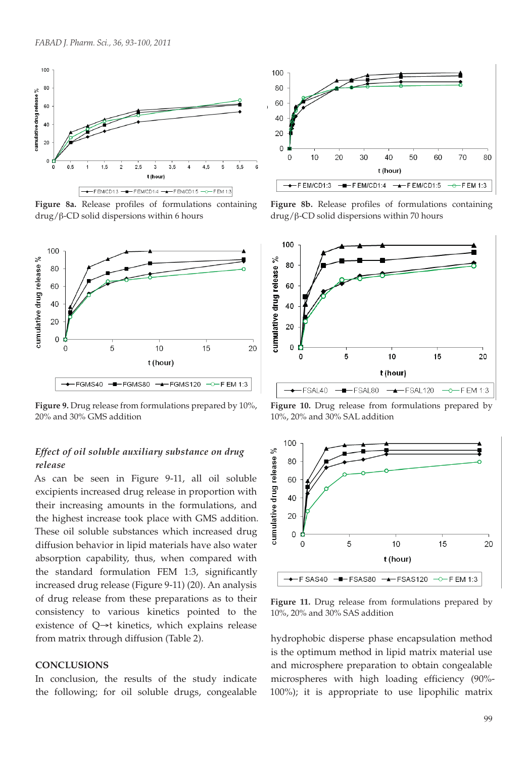**Figure 8a.** Release profiles of formulations containing drug/β-CD solid dispersions within 6 hours

**Figure 8b.** Release profiles of formulations containing drug/β-CD solid dispersions within 70 hours

**Figure 9.** Drug release from formulations prepared by 10%, 20% and 30% GMS addition

**Figure 10.** Drug release from formulations prepared by 10%, 20% and 30% SAL addition

**Figure 11.** Drug release from formulations prepared by 10%, 20% and 30% SAS addition

### *Effect of oil soluble auxiliary substance on drug release*

As can be seen in Figure 9-11, all oil soluble excipients increased drug release in proportion with their increasing amounts in the formulations, and the highest increase took place with GMS addition. These oil soluble substances which increased drug diffusion behavior in lipid materials have also water absorption capability, thus, when compared with the standard formulation FEM 1:3, significantly increased drug release (Figure 9-11) (20). An analysis of drug release from these preparations as to their consistency to various kinetics pointed to the existence of Q→t kinetics, which explains release from matrix through diffusion (Table 2).

## CONCLUSIONS

In conclusion, the results of the study indicate the following; for oil soluble drugs, congealable hydrophobic disperse phase encapsulation method is the optimum method in lipid matrix material use and microsphere preparation to obtain congealable microspheres with high loading efficiency (90%-100%); it is appropriate to use lipophilic matrix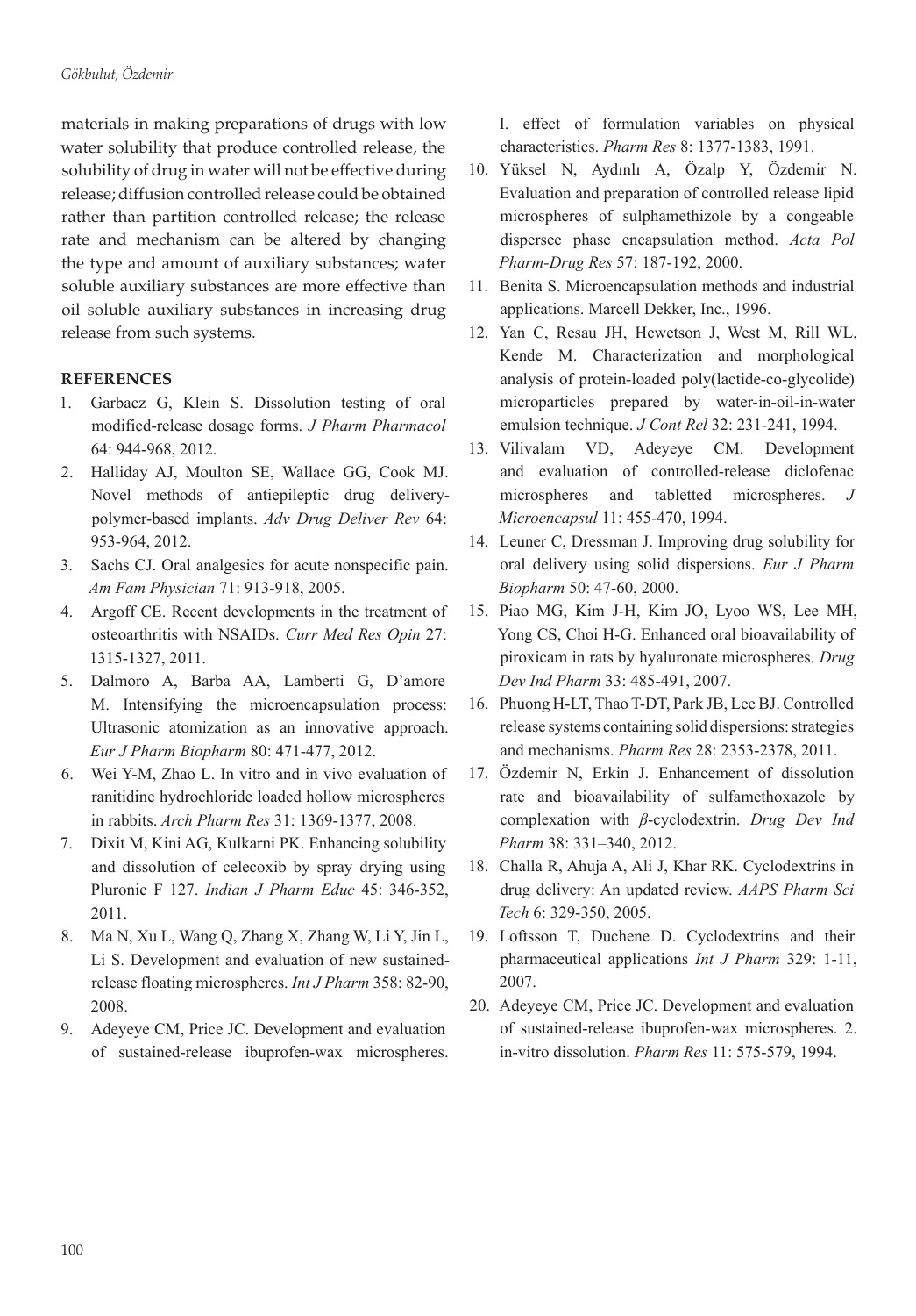materials in making preparations of drugs with low water solubility that produce controlled release, the solubility of drug in water will not be effective during release; diffusion controlled release could be obtained rather than partition controlled release; the release rate and mechanism can be altered by changing the type and amount of auxiliary substances; water soluble auxiliary substances are more effective than oil soluble auxiliary substances in increasing drug release from such systems.

**REFERENCES**

1. Garbacz G, Klein S. Dissolution testing of oral modified-release dosage forms. *J Pharm Pharmacol* 64: 944-968, 2012.
2. Halliday AJ, Moulton SE, Wallace GG, Cook MJ. Novel methods of antiepileptic drug delivery-polymer-based implants. *Adv Drug Deliver Rev* 64: 953-964, 2012.
3. Sachs CJ. Oral analgesics for acute nonspecific pain. *Am Fam Physician* 71: 913-918, 2005.
4. Argoff CE. Recent developments in the treatment of osteoarthritis with NSAIDs. *Curr Med Res Opin* 27: 1315-1327, 2011.
5. Dalmoro A, Barba AA, Lamberti G, D'amore M. Intensifying the microencapsulation process: Ultrasonic atomization as an innovative approach. *Eur J Pharm Biopharm* 80: 471-477, 2012.
6. Wei Y-M, Zhao L. In vitro and in vivo evaluation of ranitidine hydrochloride loaded hollow microspheres in rabbits. *Arch Pharm Res* 31: 1369-1377, 2008.
7. Dixit M, Kini AG, Kulkarni PK. Enhancing solubility and dissolution of celecoxib by spray drying using Pluronic F 127. *Indian J Pharm Educ* 45: 346-352, 2011.
8. Ma N, Xu L, Wang Q, Zhang X, Zhang W, Li Y, Jin L, Li S. Development and evaluation of new sustained-release floating microspheres. *Int J Pharm* 358: 82-90, 2008.
9. Adeyeye CM, Price JC. Development and evaluation of sustained-release ibuprofen-wax microspheres. I. effect of formulation variables on physical characteristics. *Pharm Res* 8: 1377-1383, 1991.
10. Yüksel N, Aydınlı A, Özalp Y, Özdemir N. Evaluation and preparation of controlled release lipid microspheres of sulphamethizole by a congeable dispersee phase encapsulation method. *Acta Pol Pharm-Drug Res* 57: 187-192, 2000.
11. Benita S. Microencapsulation methods and industrial applications. Marcell Dekker, Inc., 1996.
12. Yan C, Resau JH, Hewetson J, West M, Rill WL, Kende M. Characterization and morphological analysis of protein-loaded poly(lactide-co-glycolide) microparticles prepared by water-in-oil-in-water emulsion technique. *J Cont Rel* 32: 231-241, 1994.
13. Vilivalam VD, Adeyeye CM. Development and evaluation of controlled-release diclofenac microspheres and tabletted microspheres. *J Microencapsul* 11: 455-470, 1994.
14. Leuner C, Dressman J. Improving drug solubility for oral delivery using solid dispersions. *Eur J Pharm Biopharm* 50: 47-60, 2000.
15. Piao MG, Kim J-H, Kim JO, Lyoo WS, Lee MH, Yong CS, Choi H-G. Enhanced oral bioavailability of piroxicam in rats by hyaluronate microspheres. *Drug Dev Ind Pharm* 33: 485-491, 2007.
16. Phuong H-LT, Thao T-DT, Park JB, Lee BJ. Controlled release systems containing solid dispersions: strategies and mechanisms. *Pharm Res* 28: 2353-2378, 2011.
17. Özdemir N, Erkin J. Enhancement of dissolution rate and bioavailability of sulfamethoxazole by complexation with *β*-cyclodextrin. *Drug Dev Ind Pharm* 38: 331–340, 2012.
18. Challa R, Ahuja A, Ali J, Khar RK. Cyclodextrins in drug delivery: An updated review. *AAPS Pharm Sci Tech* 6: 329-350, 2005.
19. Loftsson T, Duchene D. Cyclodextrins and their pharmaceutical applications *Int J Pharm* 329: 1-11, 2007.
20. Adeyeye CM, Price JC. Development and evaluation of sustained-release ibuprofen-wax microspheres. 2. in-vitro dissolution. *Pharm Res* 11: 575-579, 1994.